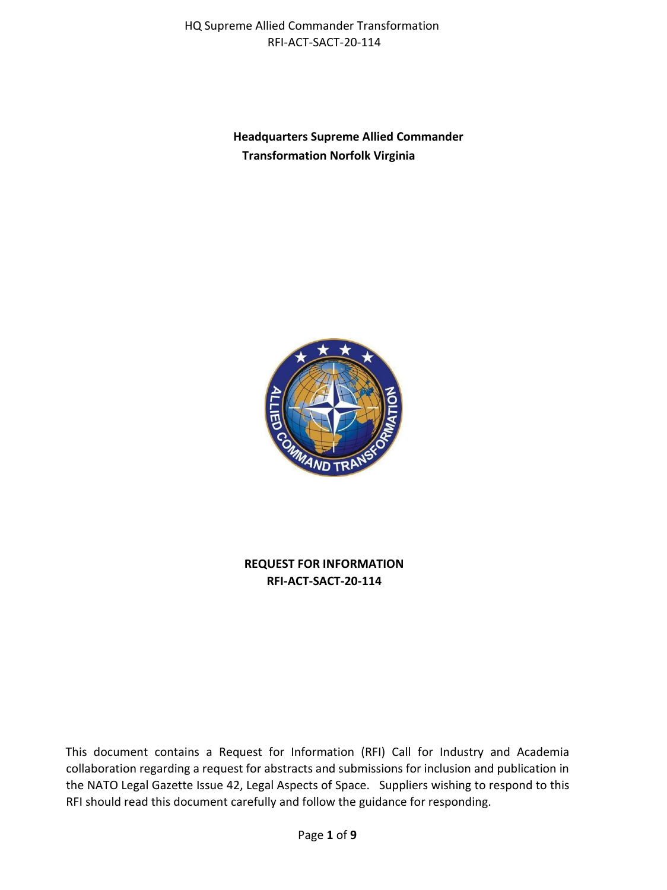**Headquarters Supreme Allied Commander Transformation Norfolk Virginia**

**REQUEST FOR INFORMATION**
**RFI-ACT-SACT-20-114**

This document contains a Request for Information (RFI) Call for Industry and Academia collaboration regarding a request for abstracts and submissions for inclusion and publication in the NATO Legal Gazette Issue 42, Legal Aspects of Space. Suppliers wishing to respond to this RFI should read this document carefully and follow the guidance for responding.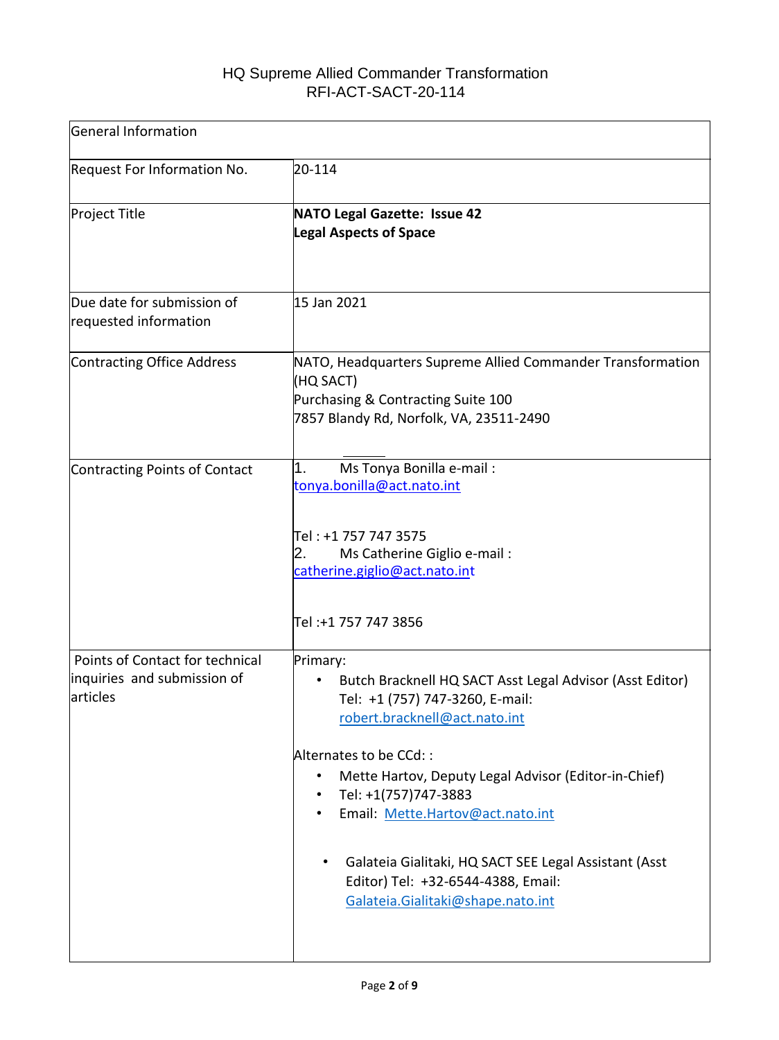HQ Supreme Allied Commander Transformation
RFI-ACT-SACT-20-114

| General Information | |
|---|---|
| Request For Information No. | 20-114 |
| Project Title | **NATO Legal Gazette: Issue 42**<br>**Legal Aspects of Space** |
| Due date for submission of requested information | 15 Jan 2021 |
| Contracting Office Address | NATO, Headquarters Supreme Allied Commander Transformation (HQ SACT)<br>Purchasing & Contracting Suite 100<br>7857 Blandy Rd, Norfolk, VA, 23511-2490 |
| Contracting Points of Contact | 1. Ms Tonya Bonilla e-mail : tonya.bonilla@act.nato.int<br><br>Tel : +1 757 747 3575<br>2. Ms Catherine Giglio e-mail : catherine.giglio@act.nato.int<br><br>Tel :+1 757 747 3856 |
| Points of Contact for technical inquiries and submission of articles | Primary:<br>• Butch Bracknell HQ SACT Asst Legal Advisor (Asst Editor) Tel: +1 (757) 747-3260, E-mail: robert.bracknell@act.nato.int<br><br>Alternates to be CCd: :<br>• Mette Hartov, Deputy Legal Advisor (Editor-in-Chief)<br>• Tel: +1(757)747-3883<br>• Email: Mette.Hartov@act.nato.int<br><br>• Galateia Gialitaki, HQ SACT SEE Legal Assistant (Asst Editor) Tel: +32-6544-4388, Email: Galateia.Gialitaki@shape.nato.int |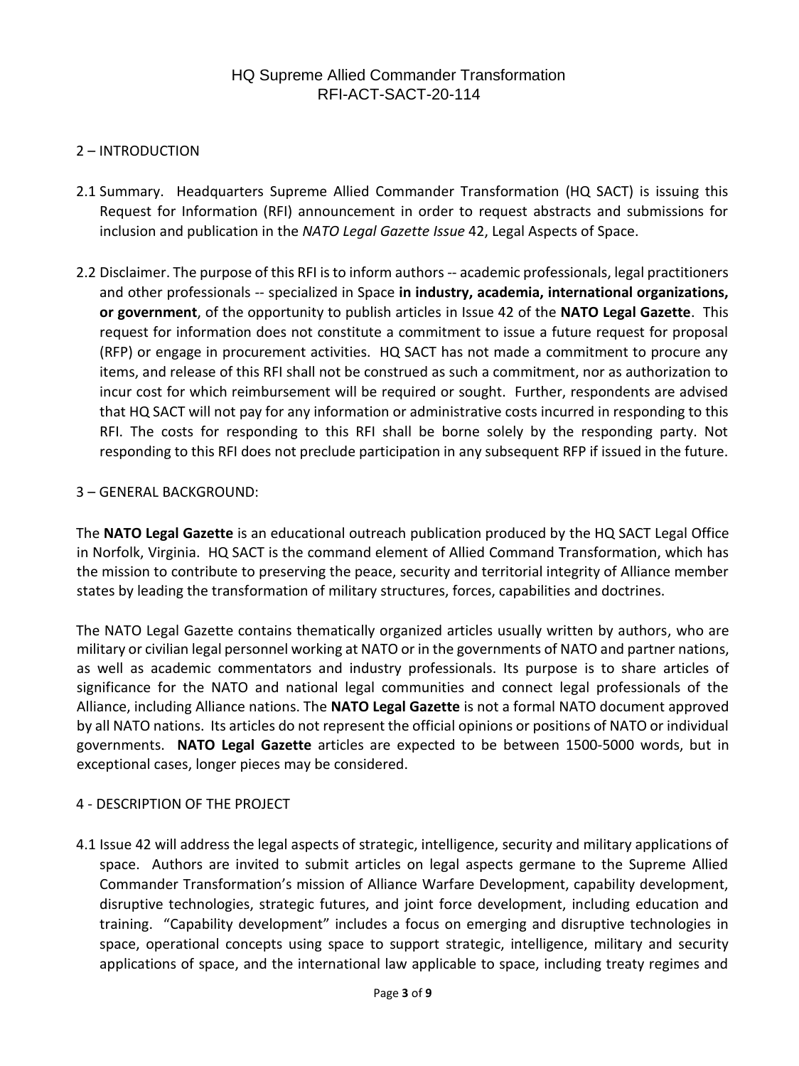## 2 – INTRODUCTION

2.1 Summary. Headquarters Supreme Allied Commander Transformation (HQ SACT) is issuing this Request for Information (RFI) announcement in order to request abstracts and submissions for inclusion and publication in the *NATO Legal Gazette Issue* 42, Legal Aspects of Space.

2.2 Disclaimer. The purpose of this RFI is to inform authors -- academic professionals, legal practitioners and other professionals -- specialized in Space **in industry, academia, international organizations, or government**, of the opportunity to publish articles in Issue 42 of the **NATO Legal Gazette**. This request for information does not constitute a commitment to issue a future request for proposal (RFP) or engage in procurement activities. HQ SACT has not made a commitment to procure any items, and release of this RFI shall not be construed as such a commitment, nor as authorization to incur cost for which reimbursement will be required or sought. Further, respondents are advised that HQ SACT will not pay for any information or administrative costs incurred in responding to this RFI. The costs for responding to this RFI shall be borne solely by the responding party. Not responding to this RFI does not preclude participation in any subsequent RFP if issued in the future.

## 3 – GENERAL BACKGROUND:

The **NATO Legal Gazette** is an educational outreach publication produced by the HQ SACT Legal Office in Norfolk, Virginia. HQ SACT is the command element of Allied Command Transformation, which has the mission to contribute to preserving the peace, security and territorial integrity of Alliance member states by leading the transformation of military structures, forces, capabilities and doctrines.

The NATO Legal Gazette contains thematically organized articles usually written by authors, who are military or civilian legal personnel working at NATO or in the governments of NATO and partner nations, as well as academic commentators and industry professionals. Its purpose is to share articles of significance for the NATO and national legal communities and connect legal professionals of the Alliance, including Alliance nations. The **NATO Legal Gazette** is not a formal NATO document approved by all NATO nations. Its articles do not represent the official opinions or positions of NATO or individual governments. **NATO Legal Gazette** articles are expected to be between 1500-5000 words, but in exceptional cases, longer pieces may be considered.

## 4 - DESCRIPTION OF THE PROJECT

4.1 Issue 42 will address the legal aspects of strategic, intelligence, security and military applications of space. Authors are invited to submit articles on legal aspects germane to the Supreme Allied Commander Transformation's mission of Alliance Warfare Development, capability development, disruptive technologies, strategic futures, and joint force development, including education and training. "Capability development" includes a focus on emerging and disruptive technologies in space, operational concepts using space to support strategic, intelligence, military and security applications of space, and the international law applicable to space, including treaty regimes and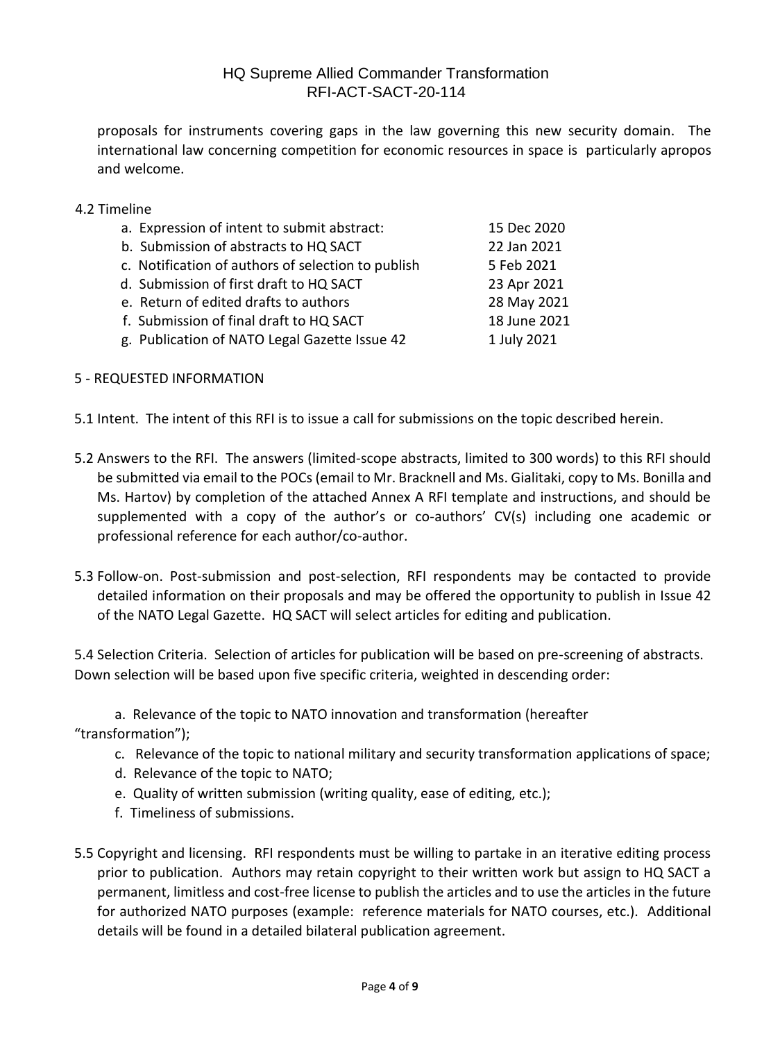proposals for instruments covering gaps in the law governing this new security domain. The international law concerning competition for economic resources in space is particularly apropos and welcome.

4.2 Timeline

| | |
|---|---|
| a. Expression of intent to submit abstract: | 15 Dec 2020 |
| b. Submission of abstracts to HQ SACT | 22 Jan 2021 |
| c. Notification of authors of selection to publish | 5 Feb 2021 |
| d. Submission of first draft to HQ SACT | 23 Apr 2021 |
| e. Return of edited drafts to authors | 28 May 2021 |
| f. Submission of final draft to HQ SACT | 18 June 2021 |
| g. Publication of NATO Legal Gazette Issue 42 | 1 July 2021 |

## 5 - REQUESTED INFORMATION

5.1 Intent. The intent of this RFI is to issue a call for submissions on the topic described herein.

5.2 Answers to the RFI. The answers (limited-scope abstracts, limited to 300 words) to this RFI should be submitted via email to the POCs (email to Mr. Bracknell and Ms. Gialitaki, copy to Ms. Bonilla and Ms. Hartov) by completion of the attached Annex A RFI template and instructions, and should be supplemented with a copy of the author's or co-authors' CV(s) including one academic or professional reference for each author/co-author.

5.3 Follow-on. Post-submission and post-selection, RFI respondents may be contacted to provide detailed information on their proposals and may be offered the opportunity to publish in Issue 42 of the NATO Legal Gazette. HQ SACT will select articles for editing and publication.

5.4 Selection Criteria. Selection of articles for publication will be based on pre-screening of abstracts. Down selection will be based upon five specific criteria, weighted in descending order:

a. Relevance of the topic to NATO innovation and transformation (hereafter "transformation");

c. Relevance of the topic to national military and security transformation applications of space;

d. Relevance of the topic to NATO;

e. Quality of written submission (writing quality, ease of editing, etc.);

f. Timeliness of submissions.

5.5 Copyright and licensing. RFI respondents must be willing to partake in an iterative editing process prior to publication. Authors may retain copyright to their written work but assign to HQ SACT a permanent, limitless and cost-free license to publish the articles and to use the articles in the future for authorized NATO purposes (example: reference materials for NATO courses, etc.). Additional details will be found in a detailed bilateral publication agreement.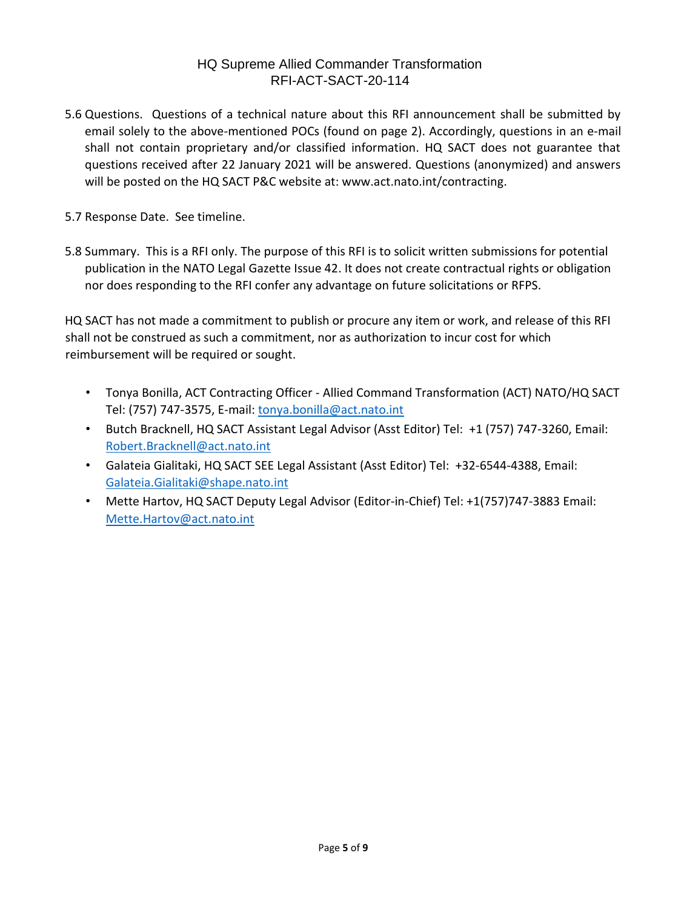5.6 Questions. Questions of a technical nature about this RFI announcement shall be submitted by email solely to the above-mentioned POCs (found on page 2). Accordingly, questions in an e-mail shall not contain proprietary and/or classified information. HQ SACT does not guarantee that questions received after 22 January 2021 will be answered. Questions (anonymized) and answers will be posted on the HQ SACT P&C website at: www.act.nato.int/contracting.

5.7 Response Date. See timeline.

5.8 Summary. This is a RFI only. The purpose of this RFI is to solicit written submissions for potential publication in the NATO Legal Gazette Issue 42. It does not create contractual rights or obligation nor does responding to the RFI confer any advantage on future solicitations or RFPS.

HQ SACT has not made a commitment to publish or procure any item or work, and release of this RFI shall not be construed as such a commitment, nor as authorization to incur cost for which reimbursement will be required or sought.

- Tonya Bonilla, ACT Contracting Officer - Allied Command Transformation (ACT) NATO/HQ SACT Tel: (757) 747-3575, E-mail: tonya.bonilla@act.nato.int
- Butch Bracknell, HQ SACT Assistant Legal Advisor (Asst Editor) Tel: +1 (757) 747-3260, Email: Robert.Bracknell@act.nato.int
- Galateia Gialitaki, HQ SACT SEE Legal Assistant (Asst Editor) Tel: +32-6544-4388, Email: Galateia.Gialitaki@shape.nato.int
- Mette Hartov, HQ SACT Deputy Legal Advisor (Editor-in-Chief) Tel: +1(757)747-3883 Email: Mette.Hartov@act.nato.int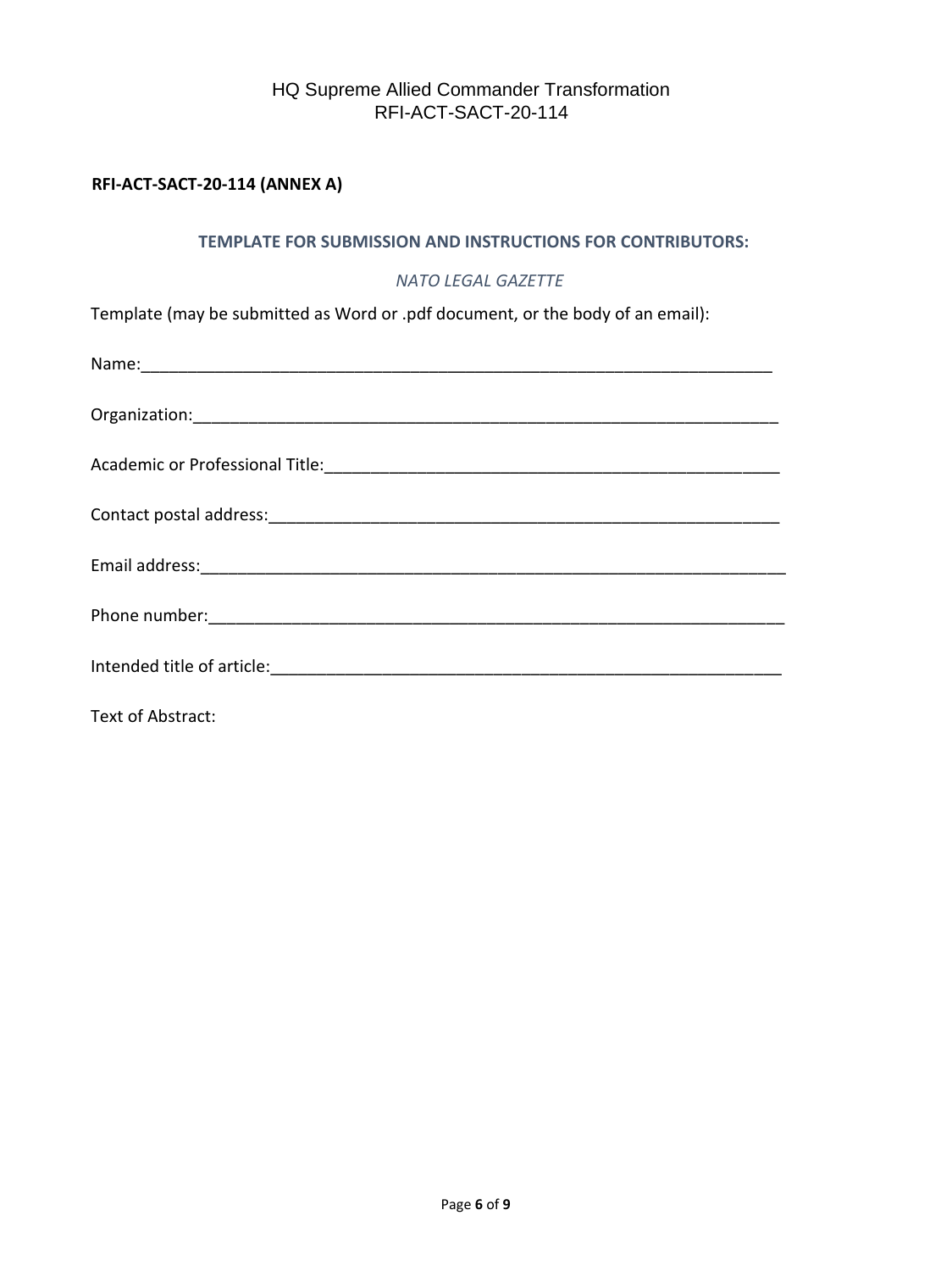**RFI-ACT-SACT-20-114 (ANNEX A)**

## TEMPLATE FOR SUBMISSION AND INSTRUCTIONS FOR CONTRIBUTORS:

*NATO LEGAL GAZETTE*

Template (may be submitted as Word or .pdf document, or the body of an email):

Name:\_\_\_\_\_\_\_\_\_\_\_\_\_\_\_\_\_\_\_\_\_\_\_\_\_\_\_\_\_\_\_\_\_\_\_\_\_\_\_\_\_\_\_\_\_\_\_\_\_\_\_\_\_\_\_\_\_\_\_\_\_\_\_\_\_\_\_\_\_\_

Organization:\_\_\_\_\_\_\_\_\_\_\_\_\_\_\_\_\_\_\_\_\_\_\_\_\_\_\_\_\_\_\_\_\_\_\_\_\_\_\_\_\_\_\_\_\_\_\_\_\_\_\_\_\_\_\_\_\_\_\_\_\_\_\_

Academic or Professional Title:\_\_\_\_\_\_\_\_\_\_\_\_\_\_\_\_\_\_\_\_\_\_\_\_\_\_\_\_\_\_\_\_\_\_\_\_\_\_\_\_\_\_\_\_\_\_\_\_\_

Contact postal address:\_\_\_\_\_\_\_\_\_\_\_\_\_\_\_\_\_\_\_\_\_\_\_\_\_\_\_\_\_\_\_\_\_\_\_\_\_\_\_\_\_\_\_\_\_\_\_\_\_\_\_\_\_\_

Email address:\_\_\_\_\_\_\_\_\_\_\_\_\_\_\_\_\_\_\_\_\_\_\_\_\_\_\_\_\_\_\_\_\_\_\_\_\_\_\_\_\_\_\_\_\_\_\_\_\_\_\_\_\_\_\_\_\_\_\_\_\_\_\_

Phone number:\_\_\_\_\_\_\_\_\_\_\_\_\_\_\_\_\_\_\_\_\_\_\_\_\_\_\_\_\_\_\_\_\_\_\_\_\_\_\_\_\_\_\_\_\_\_\_\_\_\_\_\_\_\_\_\_\_\_\_\_\_\_

Intended title of article:\_\_\_\_\_\_\_\_\_\_\_\_\_\_\_\_\_\_\_\_\_\_\_\_\_\_\_\_\_\_\_\_\_\_\_\_\_\_\_\_\_\_\_\_\_\_\_\_\_\_\_\_\_\_

Text of Abstract: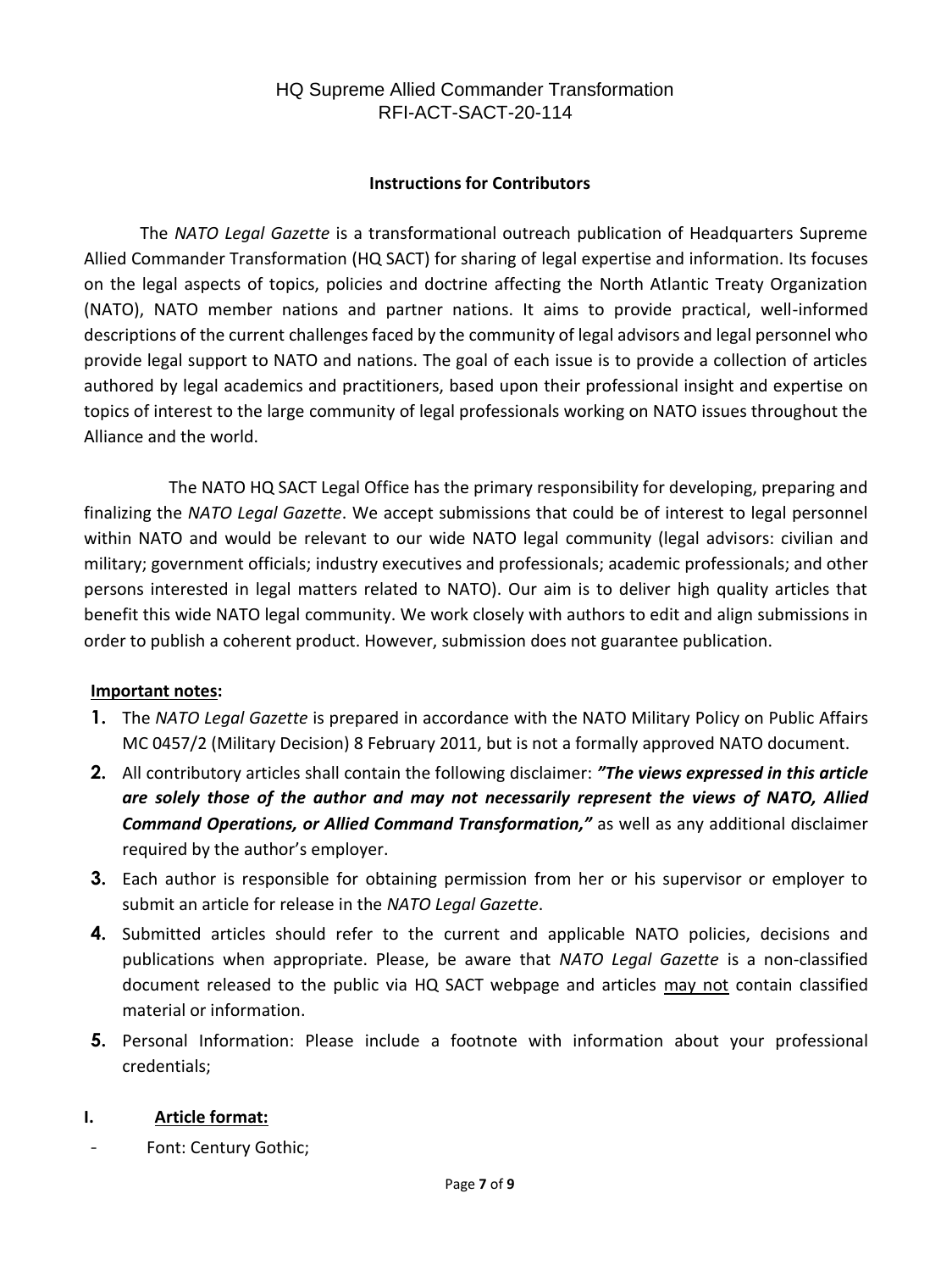## Instructions for Contributors

The *NATO Legal Gazette* is a transformational outreach publication of Headquarters Supreme Allied Commander Transformation (HQ SACT) for sharing of legal expertise and information. Its focuses on the legal aspects of topics, policies and doctrine affecting the North Atlantic Treaty Organization (NATO), NATO member nations and partner nations. It aims to provide practical, well-informed descriptions of the current challenges faced by the community of legal advisors and legal personnel who provide legal support to NATO and nations. The goal of each issue is to provide a collection of articles authored by legal academics and practitioners, based upon their professional insight and expertise on topics of interest to the large community of legal professionals working on NATO issues throughout the Alliance and the world.

The NATO HQ SACT Legal Office has the primary responsibility for developing, preparing and finalizing the *NATO Legal Gazette*. We accept submissions that could be of interest to legal personnel within NATO and would be relevant to our wide NATO legal community (legal advisors: civilian and military; government officials; industry executives and professionals; academic professionals; and other persons interested in legal matters related to NATO). Our aim is to deliver high quality articles that benefit this wide NATO legal community. We work closely with authors to edit and align submissions in order to publish a coherent product. However, submission does not guarantee publication.

**Important notes:**

1. The *NATO Legal Gazette* is prepared in accordance with the NATO Military Policy on Public Affairs MC 0457/2 (Military Decision) 8 February 2011, but is not a formally approved NATO document.
2. All contributory articles shall contain the following disclaimer: ***"The views expressed in this article are solely those of the author and may not necessarily represent the views of NATO, Allied Command Operations, or Allied Command Transformation,"*** as well as any additional disclaimer required by the author's employer.
3. Each author is responsible for obtaining permission from her or his supervisor or employer to submit an article for release in the *NATO Legal Gazette*.
4. Submitted articles should refer to the current and applicable NATO policies, decisions and publications when appropriate. Please, be aware that *NATO Legal Gazette* is a non-classified document released to the public via HQ SACT webpage and articles may not contain classified material or information.
5. Personal Information: Please include a footnote with information about your professional credentials;

### I. Article format:

- Font: Century Gothic;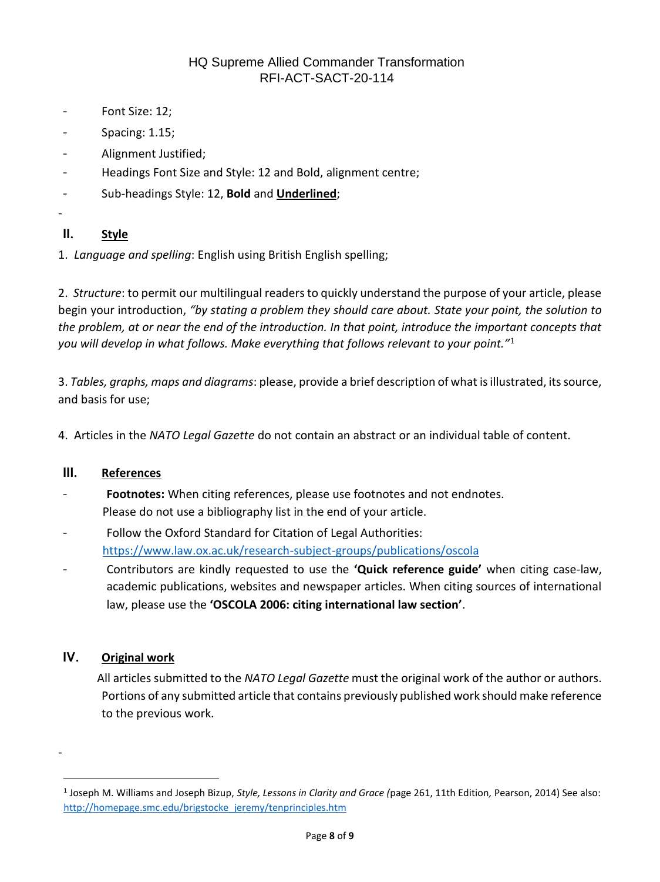- Font Size: 12;
- Spacing: 1.15;
- Alignment Justified;
- Headings Font Size and Style: 12 and Bold, alignment centre;
- Sub-headings Style: 12, **Bold** and **Underlined**;

## II. Style

1. *Language and spelling*: English using British English spelling;

2. *Structure*: to permit our multilingual readers to quickly understand the purpose of your article, please begin your introduction, *"by stating a problem they should care about. State your point, the solution to the problem, at or near the end of the introduction. In that point, introduce the important concepts that you will develop in what follows. Make everything that follows relevant to your point."*[1]

3. *Tables, graphs, maps and diagrams*: please, provide a brief description of what is illustrated, its source, and basis for use;

4. Articles in the *NATO Legal Gazette* do not contain an abstract or an individual table of content.

## III. References

- **Footnotes:** When citing references, please use footnotes and not endnotes. Please do not use a bibliography list in the end of your article.
- Follow the Oxford Standard for Citation of Legal Authorities: https://www.law.ox.ac.uk/research-subject-groups/publications/oscola
- Contributors are kindly requested to use the **'Quick reference guide'** when citing case-law, academic publications, websites and newspaper articles. When citing sources of international law, please use the **'OSCOLA 2006: citing international law section'**.

## IV. Original work

All articles submitted to the *NATO Legal Gazette* must the original work of the author or authors. Portions of any submitted article that contains previously published work should make reference to the previous work.

---

[1] Joseph M. Williams and Joseph Bizup, *Style, Lessons in Clarity and Grace (*page 261, 11th Edition*,* Pearson, 2014) See also: http://homepage.smc.edu/brigstocke_jeremy/tenprinciples.htm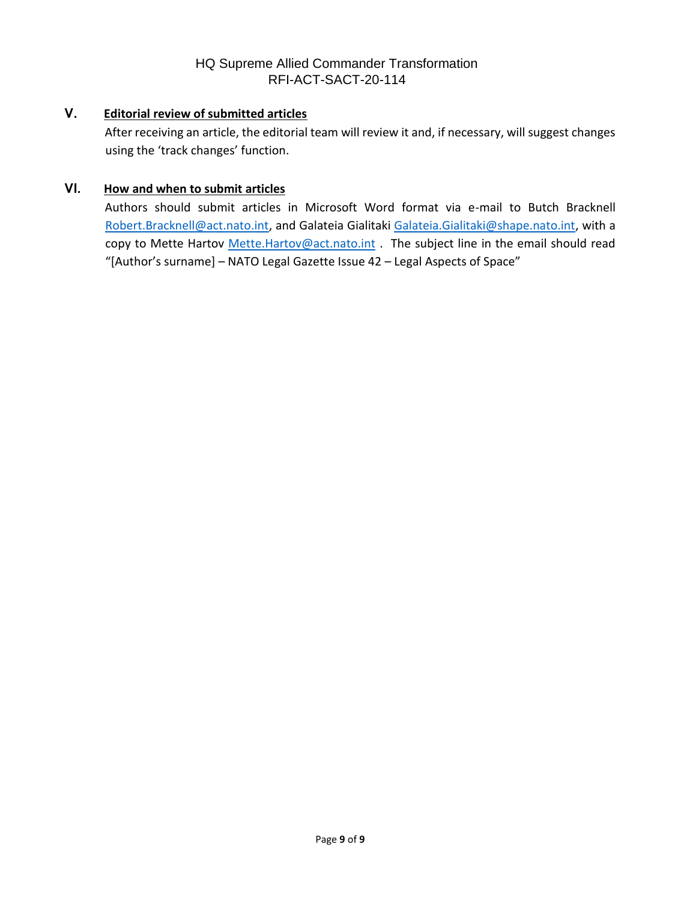## V. Editorial review of submitted articles

After receiving an article, the editorial team will review it and, if necessary, will suggest changes using the 'track changes' function.

## VI. How and when to submit articles

Authors should submit articles in Microsoft Word format via e-mail to Butch Bracknell Robert.Bracknell@act.nato.int, and Galateia Gialitaki Galateia.Gialitaki@shape.nato.int, with a copy to Mette Hartov Mette.Hartov@act.nato.int . The subject line in the email should read "[Author's surname] – NATO Legal Gazette Issue 42 – Legal Aspects of Space"